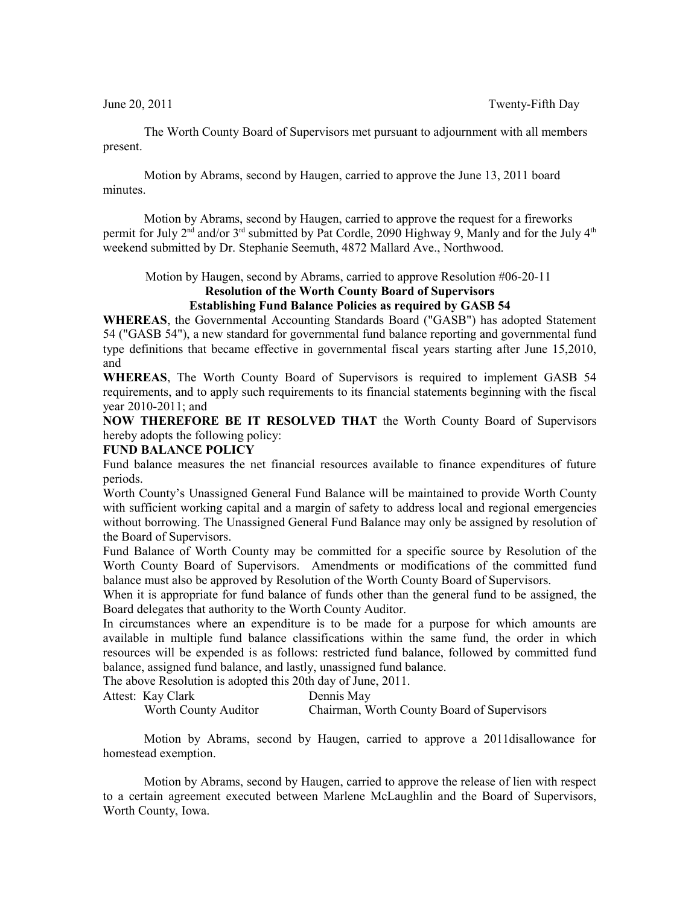June 20, 2011 Twenty-Fifth Day

The Worth County Board of Supervisors met pursuant to adjournment with all members present.

Motion by Abrams, second by Haugen, carried to approve the June 13, 2011 board minutes.

Motion by Abrams, second by Haugen, carried to approve the request for a fireworks permit for July 2nd and/or 3rd submitted by Pat Cordle, 2090 Highway 9, Manly and for the July 4th weekend submitted by Dr. Stephanie Seemuth, 4872 Mallard Ave., Northwood.

Motion by Haugen, second by Abrams, carried to approve Resolution #06-20-11

**Resolution of the Worth County Board of Supervisors**
**Establishing Fund Balance Policies as required by GASB 54**

**WHEREAS**, the Governmental Accounting Standards Board ("GASB") has adopted Statement 54 ("GASB 54"), a new standard for governmental fund balance reporting and governmental fund type definitions that became effective in governmental fiscal years starting after June 15,2010, and

**WHEREAS**, The Worth County Board of Supervisors is required to implement GASB 54 requirements, and to apply such requirements to its financial statements beginning with the fiscal year 2010-2011; and

**NOW THEREFORE BE IT RESOLVED THAT** the Worth County Board of Supervisors hereby adopts the following policy:

**FUND BALANCE POLICY**

Fund balance measures the net financial resources available to finance expenditures of future periods.

Worth County's Unassigned General Fund Balance will be maintained to provide Worth County with sufficient working capital and a margin of safety to address local and regional emergencies without borrowing. The Unassigned General Fund Balance may only be assigned by resolution of the Board of Supervisors.

Fund Balance of Worth County may be committed for a specific source by Resolution of the Worth County Board of Supervisors. Amendments or modifications of the committed fund balance must also be approved by Resolution of the Worth County Board of Supervisors.

When it is appropriate for fund balance of funds other than the general fund to be assigned, the Board delegates that authority to the Worth County Auditor.

In circumstances where an expenditure is to be made for a purpose for which amounts are available in multiple fund balance classifications within the same fund, the order in which resources will be expended is as follows: restricted fund balance, followed by committed fund balance, assigned fund balance, and lastly, unassigned fund balance.

The above Resolution is adopted this 20th day of June, 2011.

Attest: Kay Clark                Dennis May
Worth County Auditor                Chairman, Worth County Board of Supervisors

Motion by Abrams, second by Haugen, carried to approve a 2011disallowance for homestead exemption.

Motion by Abrams, second by Haugen, carried to approve the release of lien with respect to a certain agreement executed between Marlene McLaughlin and the Board of Supervisors, Worth County, Iowa.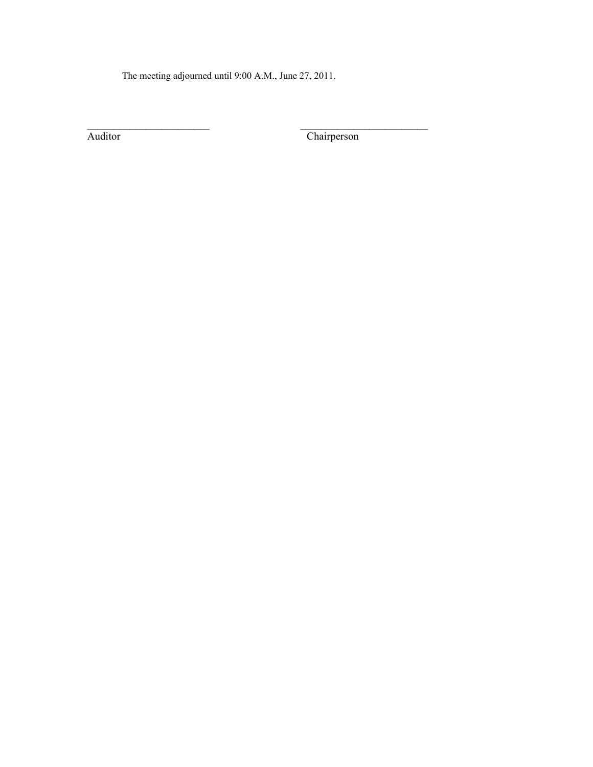The meeting adjourned until 9:00 A.M., June 27, 2011.

________________________ ________________________

Auditor Chairperson